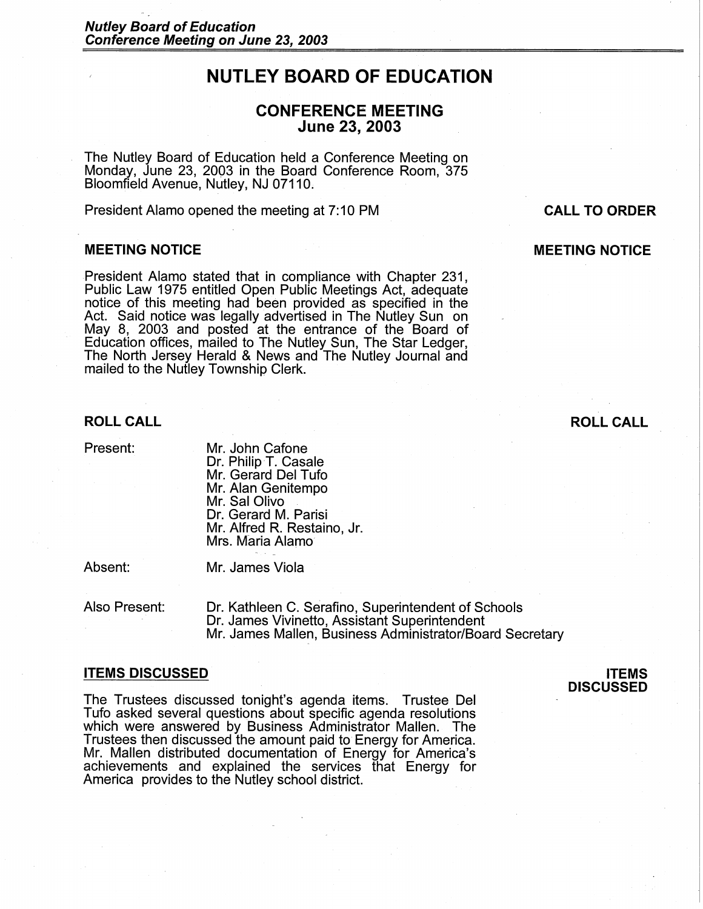# NUTLEY BOARD OF EDUCATION

## CONFERENCE MEETING
## June 23, 2003

The Nutley Board of Education held a Conference Meeting on Monday, June 23, 2003 in the Board Conference Room, 375 Bloomfield Avenue, Nutley, NJ 07110.

**CALL TO ORDER**

President Alamo opened the meeting at 7:10 PM

### MEETING NOTICE

President Alamo stated that in compliance with Chapter 231, Public Law 1975 entitled Open Public Meetings Act, adequate notice of this meeting had been provided as specified in the Act. Said notice was legally advertised in The Nutley Sun on May 8, 2003 and posted at the entrance of the Board of Education offices, mailed to The Nutley Sun, The Star Ledger, The North Jersey Herald & News and The Nutley Journal and mailed to the Nutley Township Clerk.

### ROLL CALL

Present:
- Mr. John Cafone
- Dr. Philip T. Casale
- Mr. Gerard Del Tufo
- Mr. Alan Genitempo
- Mr. Sal Olivo
- Dr. Gerard M. Parisi
- Mr. Alfred R. Restaino, Jr.
- Mrs. Maria Alamo

Absent:
- Mr. James Viola

Also Present:
- Dr. Kathleen C. Serafino, Superintendent of Schools
- Dr. James Vivinetto, Assistant Superintendent
- Mr. James Mallen, Business Administrator/Board Secretary

### ITEMS DISCUSSED

The Trustees discussed tonight's agenda items. Trustee Del Tufo asked several questions about specific agenda resolutions which were answered by Business Administrator Mallen. The Trustees then discussed the amount paid to Energy for America. Mr. Mallen distributed documentation of Energy for America's achievements and explained the services that Energy for America provides to the Nutley school district.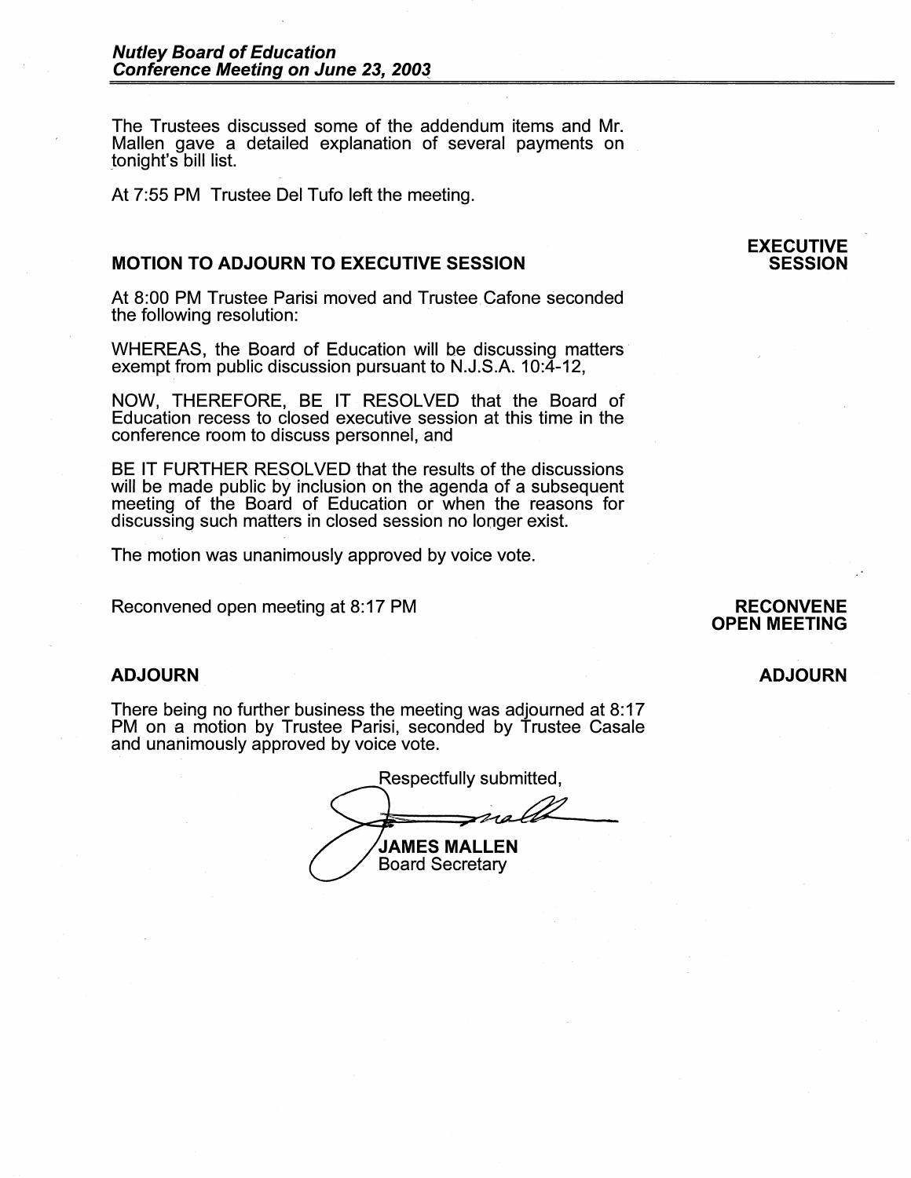The Trustees discussed some of the addendum items and Mr. Mallen gave a detailed explanation of several payments on tonight's bill list.

At 7:55 PM Trustee Del Tufo left the meeting.

## MOTION TO ADJOURN TO EXECUTIVE SESSION

**EXECUTIVE SESSION**

At 8:00 PM Trustee Parisi moved and Trustee Cafone seconded the following resolution:

WHEREAS, the Board of Education will be discussing matters exempt from public discussion pursuant to N.J.S.A. 10:4-12,

NOW, THEREFORE, BE IT RESOLVED that the Board of Education recess to closed executive session at this time in the conference room to discuss personnel, and

BE IT FURTHER RESOLVED that the results of the discussions will be made public by inclusion on the agenda of a subsequent meeting of the Board of Education or when the reasons for discussing such matters in closed session no longer exist.

The motion was unanimously approved by voice vote.

**RECONVENE OPEN MEETING**

Reconvened open meeting at 8:17 PM

## ADJOURN

**ADJOURN**

There being no further business the meeting was adjourned at 8:17 PM on a motion by Trustee Parisi, seconded by Trustee Casale and unanimously approved by voice vote.

Respectfully submitted,

JAMES MALLEN
Board Secretary